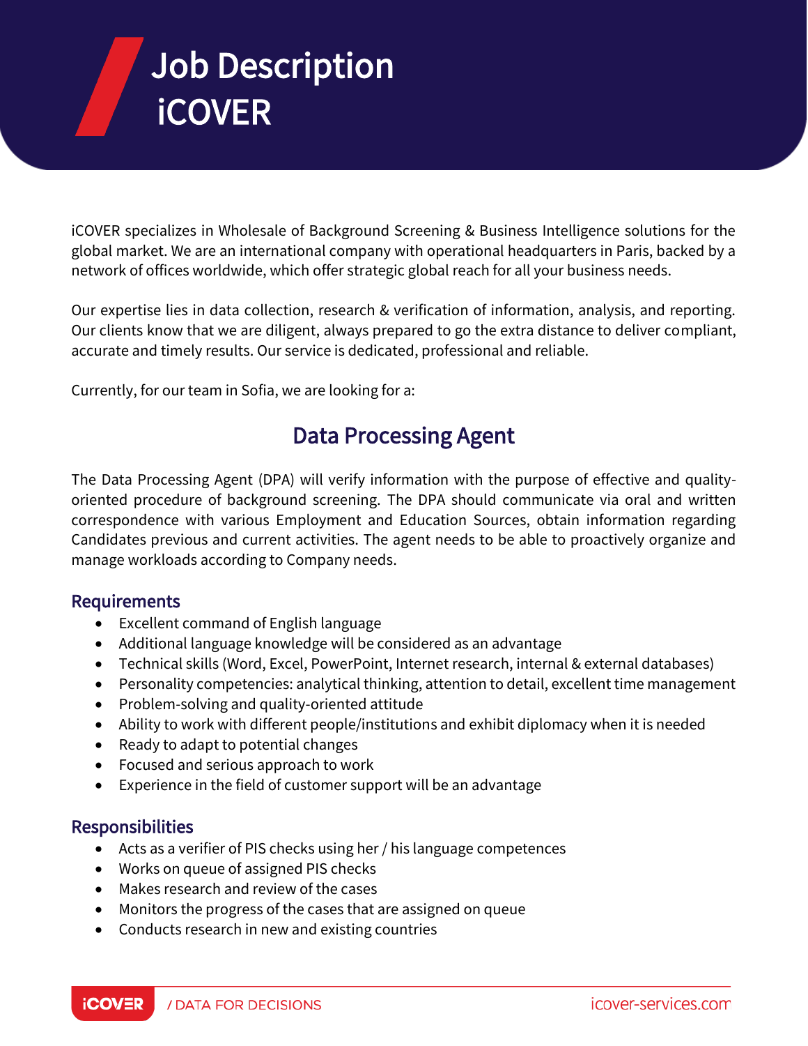# Job Description iCOVER

iCOVER specializes in Wholesale of Background Screening & Business Intelligence solutions for the global market. We are an international company with operational headquarters in Paris, backed by a network of offices worldwide, which offer strategic global reach for all your business needs.

Our expertise lies in data collection, research & verification of information, analysis, and reporting. Our clients know that we are diligent, always prepared to go the extra distance to deliver compliant, accurate and timely results. Our service is dedicated, professional and reliable.

Currently, for our team in Sofia, we are looking for a:

## Data Processing Agent

The Data Processing Agent (DPA) will verify information with the purpose of effective and quality-oriented procedure of background screening. The DPA should communicate via oral and written correspondence with various Employment and Education Sources, obtain information regarding Candidates previous and current activities. The agent needs to be able to proactively organize and manage workloads according to Company needs.

### Requirements

- Excellent command of English language
- Additional language knowledge will be considered as an advantage
- Technical skills (Word, Excel, PowerPoint, Internet research, internal & external databases)
- Personality competencies: analytical thinking, attention to detail, excellent time management
- Problem-solving and quality-oriented attitude
- Ability to work with different people/institutions and exhibit diplomacy when it is needed
- Ready to adapt to potential changes
- Focused and serious approach to work
- Experience in the field of customer support will be an advantage

### Responsibilities

- Acts as a verifier of PIS checks using her / his language competences
- Works on queue of assigned PIS checks
- Makes research and review of the cases
- Monitors the progress of the cases that are assigned on queue
- Conducts research in new and existing countries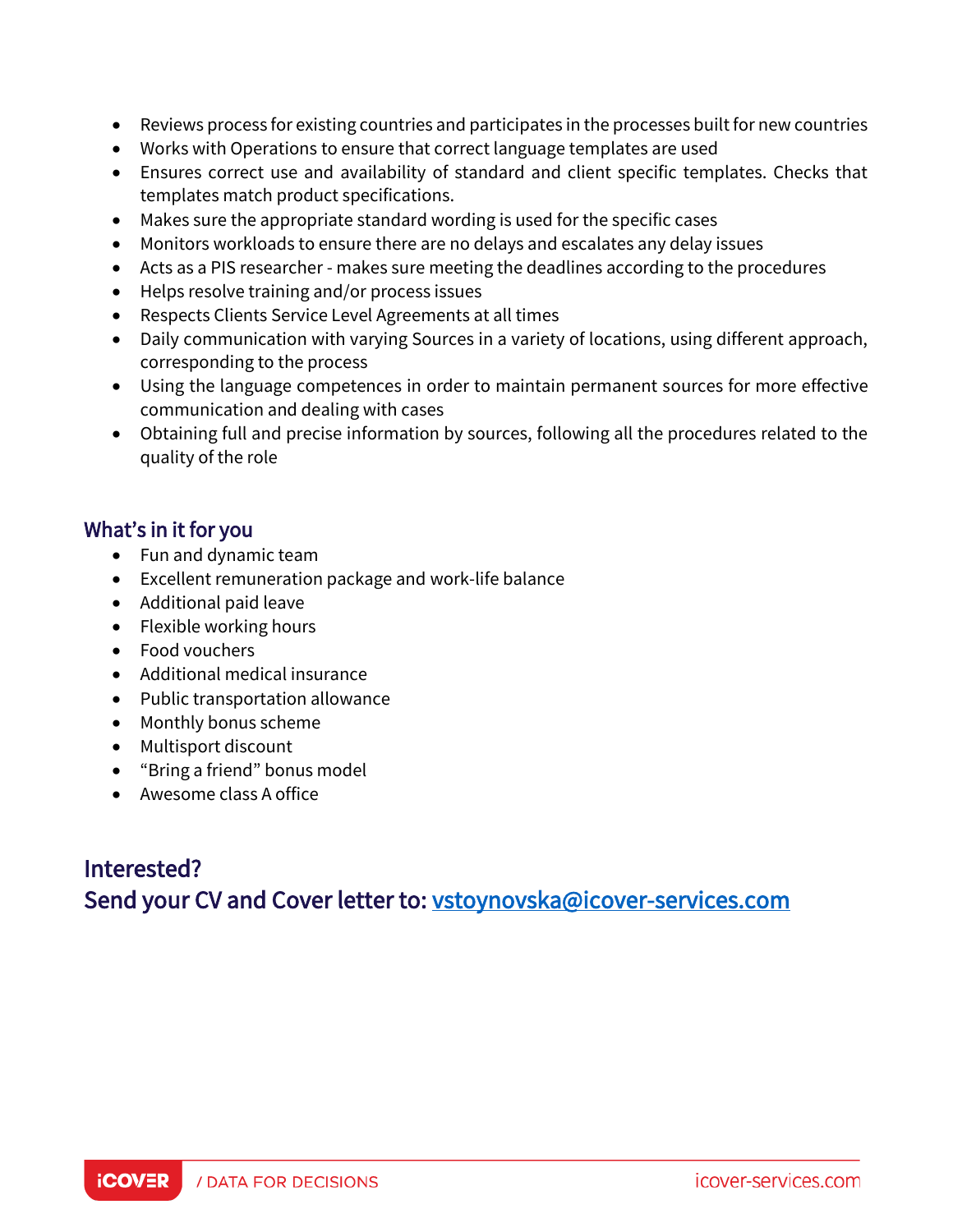- Reviews process for existing countries and participates in the processes built for new countries
- Works with Operations to ensure that correct language templates are used
- Ensures correct use and availability of standard and client specific templates. Checks that templates match product specifications.
- Makes sure the appropriate standard wording is used for the specific cases
- Monitors workloads to ensure there are no delays and escalates any delay issues
- Acts as a PIS researcher - makes sure meeting the deadlines according to the procedures
- Helps resolve training and/or process issues
- Respects Clients Service Level Agreements at all times
- Daily communication with varying Sources in a variety of locations, using different approach, corresponding to the process
- Using the language competences in order to maintain permanent sources for more effective communication and dealing with cases
- Obtaining full and precise information by sources, following all the procedures related to the quality of the role

## What's in it for you

- Fun and dynamic team
- Excellent remuneration package and work-life balance
- Additional paid leave
- Flexible working hours
- Food vouchers
- Additional medical insurance
- Public transportation allowance
- Monthly bonus scheme
- Multisport discount
- "Bring a friend" bonus model
- Awesome class A office

## Interested?

## Send your CV and Cover letter to: vstoynovska@icover-services.com